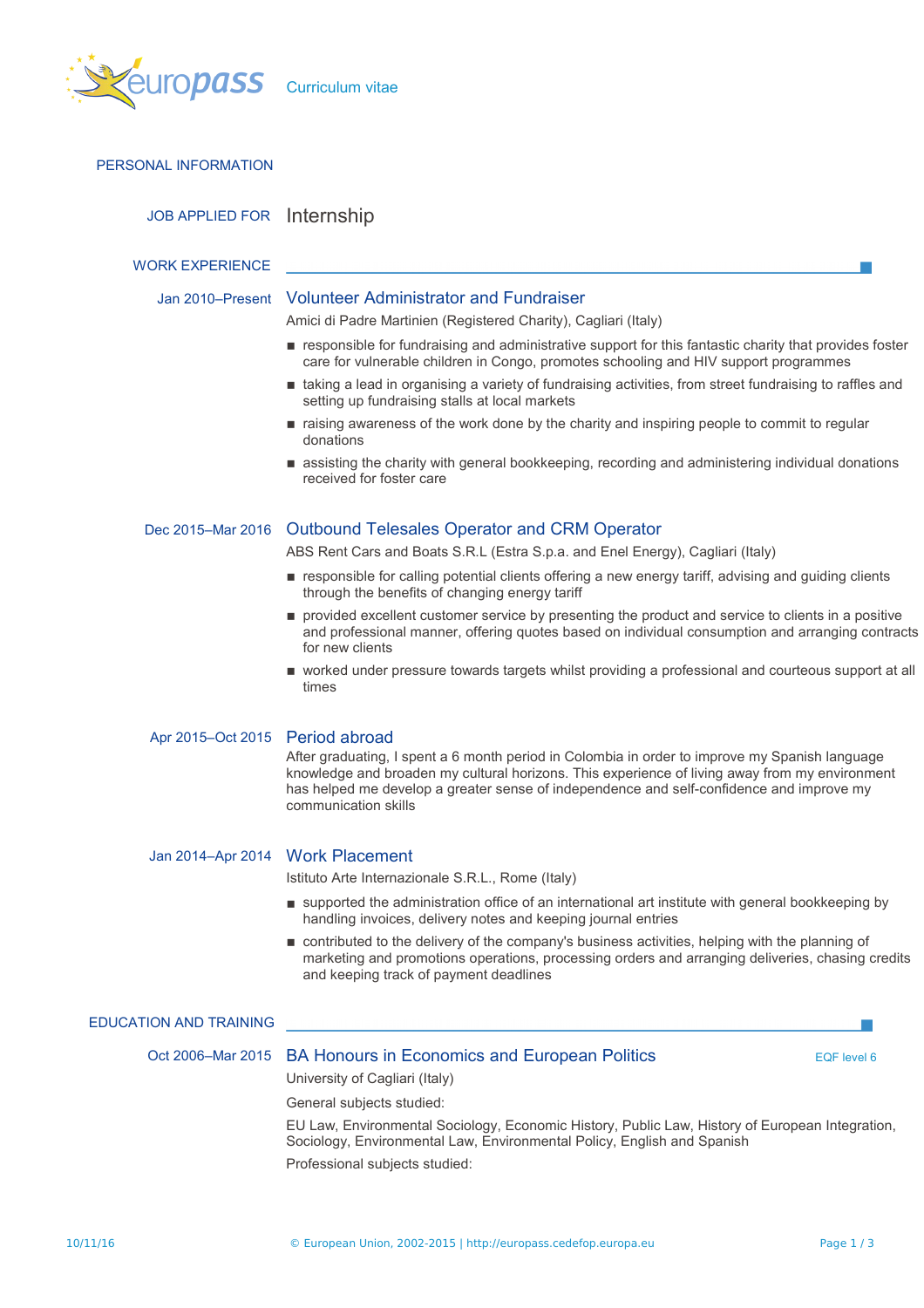europass Curriculum vitae

## PERSONAL INFORMATION

**JOB APPLIED FOR** Internship

## WORK EXPERIENCE

**Jan 2010–Present**

### Volunteer Administrator and Fundraiser

Amici di Padre Martinien (Registered Charity), Cagliari (Italy)

- responsible for fundraising and administrative support for this fantastic charity that provides foster care for vulnerable children in Congo, promotes schooling and HIV support programmes
- taking a lead in organising a variety of fundraising activities, from street fundraising to raffles and setting up fundraising stalls at local markets
- raising awareness of the work done by the charity and inspiring people to commit to regular donations
- assisting the charity with general bookkeeping, recording and administering individual donations received for foster care

**Dec 2015–Mar 2016**

### Outbound Telesales Operator and CRM Operator

ABS Rent Cars and Boats S.R.L (Estra S.p.a. and Enel Energy), Cagliari (Italy)

- responsible for calling potential clients offering a new energy tariff, advising and guiding clients through the benefits of changing energy tariff
- provided excellent customer service by presenting the product and service to clients in a positive and professional manner, offering quotes based on individual consumption and arranging contracts for new clients
- worked under pressure towards targets whilst providing a professional and courteous support at all times

**Apr 2015–Oct 2015**

### Period abroad

After graduating, I spent a 6 month period in Colombia in order to improve my Spanish language knowledge and broaden my cultural horizons. This experience of living away from my environment has helped me develop a greater sense of independence and self-confidence and improve my communication skills

**Jan 2014–Apr 2014**

### Work Placement

Istituto Arte Internazionale S.R.L., Rome (Italy)

- supported the administration office of an international art institute with general bookkeeping by handling invoices, delivery notes and keeping journal entries
- contributed to the delivery of the company's business activities, helping with the planning of marketing and promotions operations, processing orders and arranging deliveries, chasing credits and keeping track of payment deadlines

## EDUCATION AND TRAINING

**Oct 2006–Mar 2015**

### BA Honours in Economics and European Politics

EQF level 6

University of Cagliari (Italy)

General subjects studied:

EU Law, Environmental Sociology, Economic History, Public Law, History of European Integration, Sociology, Environmental Law, Environmental Policy, English and Spanish

Professional subjects studied: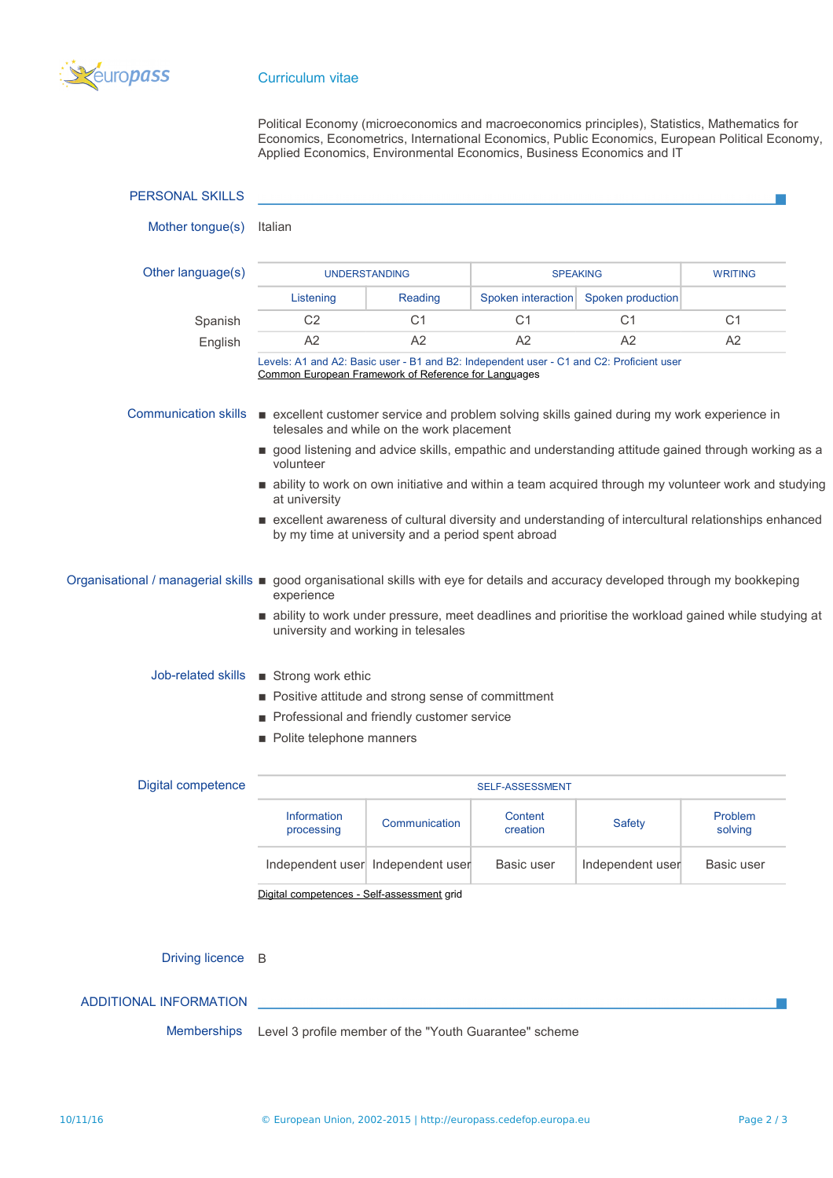Curriculum vitae

Political Economy (microeconomics and macroeconomics principles), Statistics, Mathematics for Economics, Econometrics, International Economics, Public Economics, European Political Economy, Applied Economics, Environmental Economics, Business Economics and IT

## PERSONAL SKILLS

**Mother tongue(s)** Italian

**Other language(s)**

| | UNDERSTANDING | | SPEAKING | | WRITING |
|---|---|---|---|---|---|
| | Listening | Reading | Spoken interaction | Spoken production | |
| Spanish | C2 | C1 | C1 | C1 | C1 |
| English | A2 | A2 | A2 | A2 | A2 |

Levels: A1 and A2: Basic user - B1 and B2: Independent user - C1 and C2: Proficient user
Common European Framework of Reference for Languages

**Communication skills**

- excellent customer service and problem solving skills gained during my work experience in telesales and while on the work placement
- good listening and advice skills, empathic and understanding attitude gained through working as a volunteer
- ability to work on own initiative and within a team acquired through my volunteer work and studying at university
- excellent awareness of cultural diversity and understanding of intercultural relationships enhanced by my time at university and a period spent abroad

**Organisational / managerial skills**

- good organisational skills with eye for details and accuracy developed through my bookkeping experience
- ability to work under pressure, meet deadlines and prioritise the workload gained while studying at university and working in telesales

**Job-related skills**

- Strong work ethic
- Positive attitude and strong sense of committment
- Professional and friendly customer service
- Polite telephone manners

**Digital competence**

| SELF-ASSESSMENT | | | | |
|---|---|---|---|---|
| Information processing | Communication | Content creation | Safety | Problem solving |
| Independent user | Independent user | Basic user | Independent user | Basic user |

Digital competences - Self-assessment grid

**Driving licence** B

## ADDITIONAL INFORMATION

**Memberships** Level 3 profile member of the "Youth Guarantee" scheme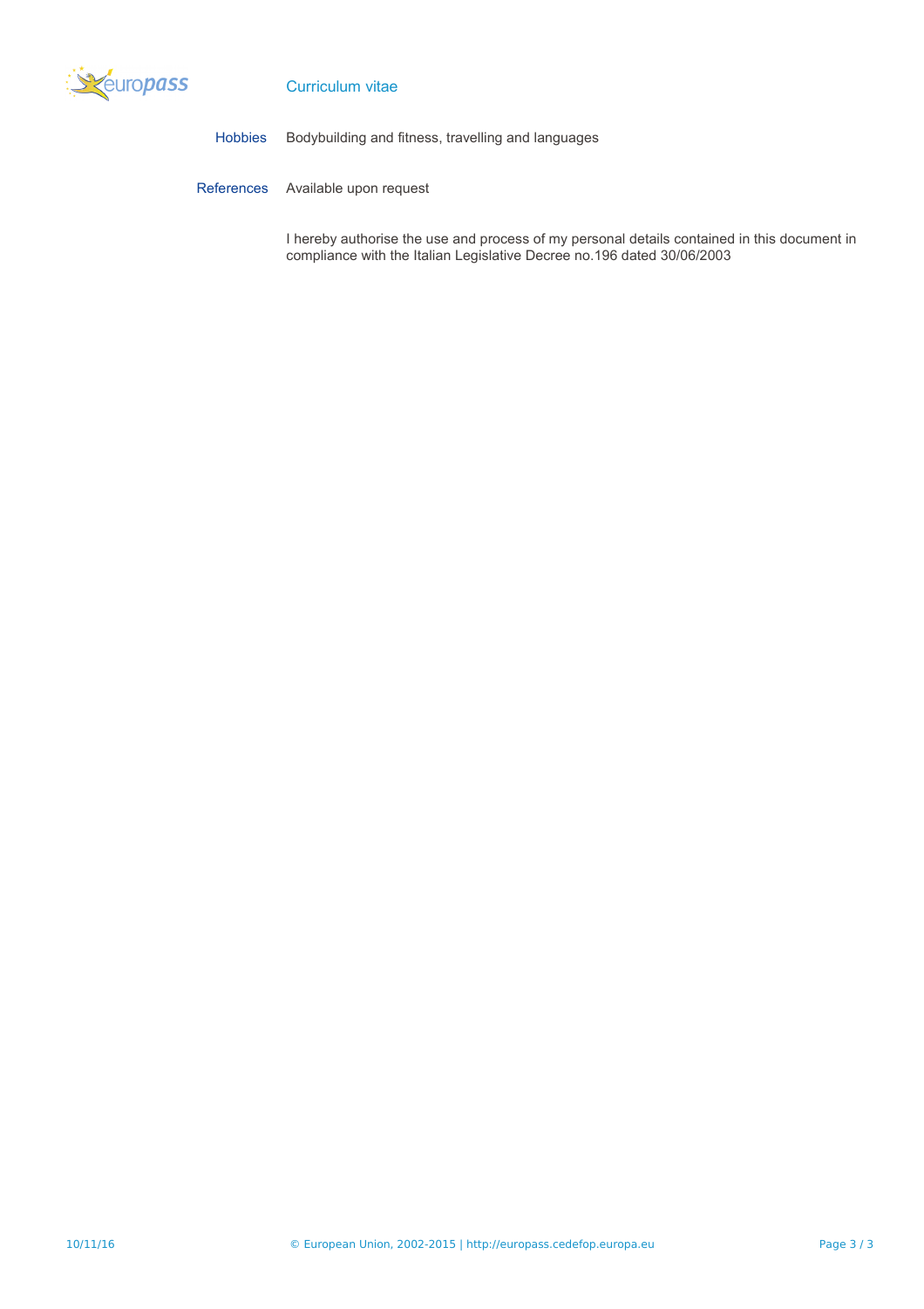| | |
|---|---|
| Hobbies | Bodybuilding and fitness, travelling and languages |
| References | Available upon request |

I hereby authorise the use and process of my personal details contained in this document in compliance with the Italian Legislative Decree no.196 dated 30/06/2003